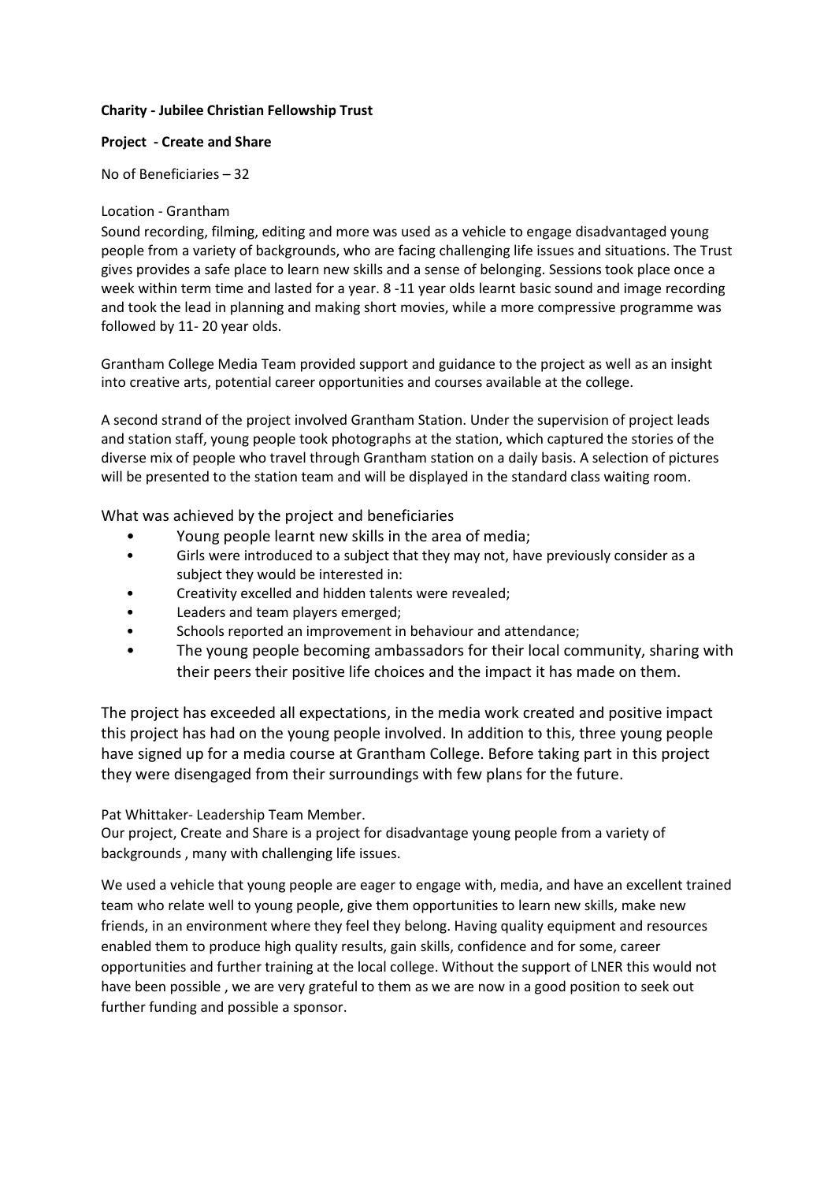**Charity - Jubilee Christian Fellowship Trust**

**Project - Create and Share**

No of Beneficiaries – 32

Location - Grantham

Sound recording, filming, editing and more was used as a vehicle to engage disadvantaged young people from a variety of backgrounds, who are facing challenging life issues and situations. The Trust gives provides a safe place to learn new skills and a sense of belonging. Sessions took place once a week within term time and lasted for a year. 8 -11 year olds learnt basic sound and image recording and took the lead in planning and making short movies, while a more compressive programme was followed by 11- 20 year olds.

Grantham College Media Team provided support and guidance to the project as well as an insight into creative arts, potential career opportunities and courses available at the college.

A second strand of the project involved Grantham Station. Under the supervision of project leads and station staff, young people took photographs at the station, which captured the stories of the diverse mix of people who travel through Grantham station on a daily basis. A selection of pictures will be presented to the station team and will be displayed in the standard class waiting room.

What was achieved by the project and beneficiaries

- Young people learnt new skills in the area of media;
- Girls were introduced to a subject that they may not, have previously consider as a subject they would be interested in:
- Creativity excelled and hidden talents were revealed;
- Leaders and team players emerged;
- Schools reported an improvement in behaviour and attendance;
- The young people becoming ambassadors for their local community, sharing with their peers their positive life choices and the impact it has made on them.

The project has exceeded all expectations, in the media work created and positive impact this project has had on the young people involved. In addition to this, three young people have signed up for a media course at Grantham College. Before taking part in this project they were disengaged from their surroundings with few plans for the future.

Pat Whittaker- Leadership Team Member.

Our project, Create and Share is a project for disadvantage young people from a variety of backgrounds , many with challenging life issues.

We used a vehicle that young people are eager to engage with, media, and have an excellent trained team who relate well to young people, give them opportunities to learn new skills, make new friends, in an environment where they feel they belong. Having quality equipment and resources enabled them to produce high quality results, gain skills, confidence and for some, career opportunities and further training at the local college. Without the support of LNER this would not have been possible , we are very grateful to them as we are now in a good position to seek out further funding and possible a sponsor.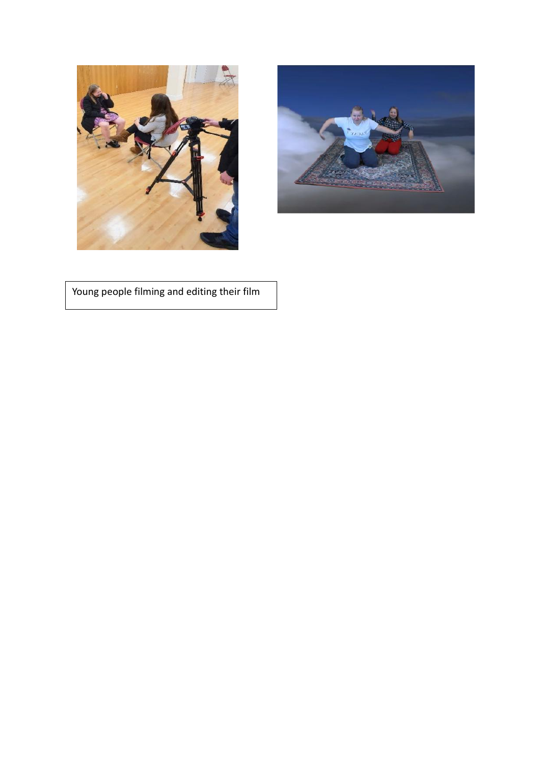Young people filming and editing their film